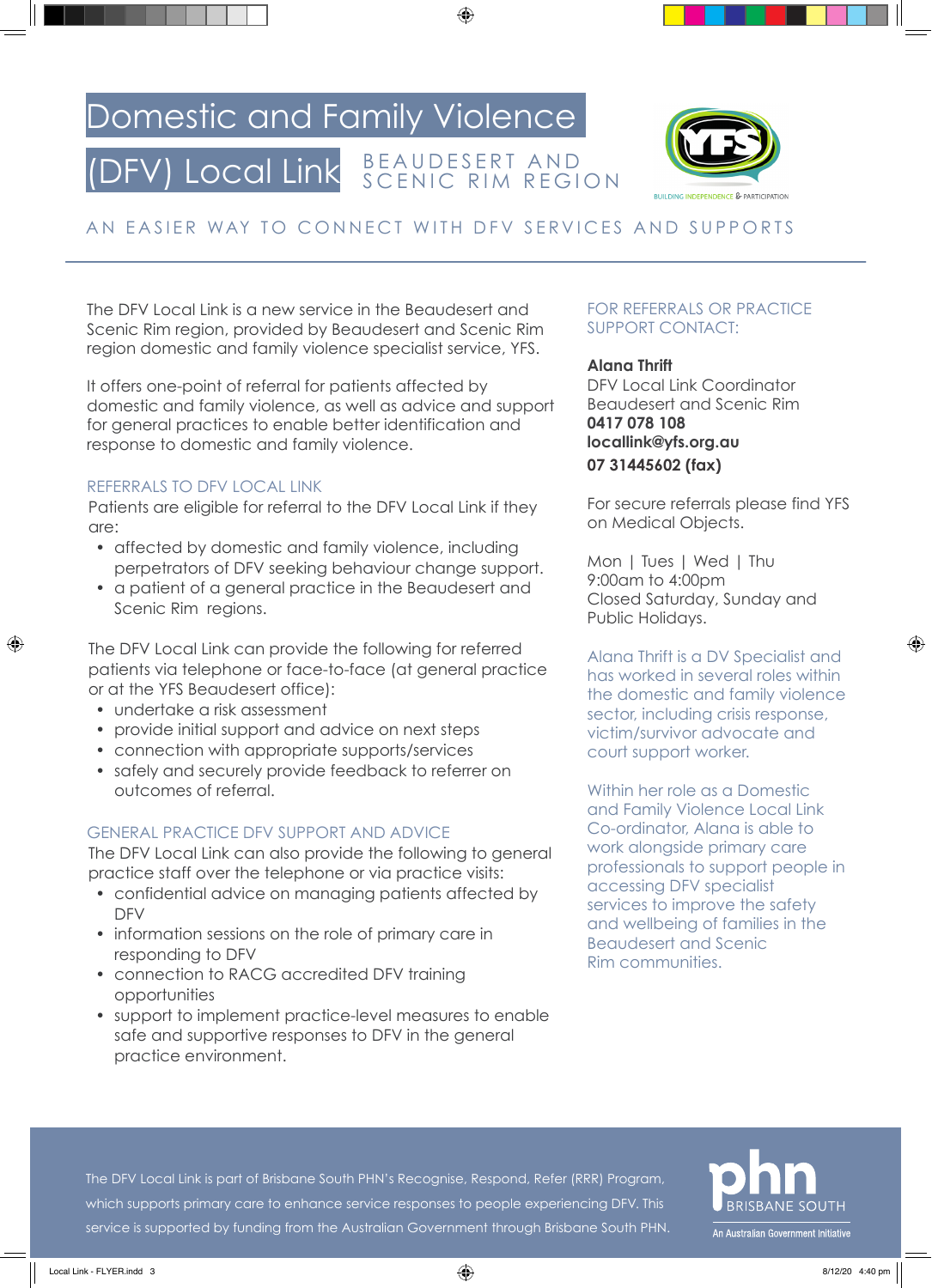# Domestic and Family Violence (DFV) Local Link

BEAUDESERT AND SCENIC RIM REGION

BUILDING INDEPENDENCE & PARTICIPATION

## AN EASIER WAY TO CONNECT WITH DFV SERVICES AND SUPPORTS

The DFV Local Link is a new service in the Beaudesert and Scenic Rim region, provided by Beaudesert and Scenic Rim region domestic and family violence specialist service, YFS.

It offers one-point of referral for patients affected by domestic and family violence, as well as advice and support for general practices to enable better identification and response to domestic and family violence.

### REFERRALS TO DFV LOCAL LINK

Patients are eligible for referral to the DFV Local Link if they are:

- affected by domestic and family violence, including perpetrators of DFV seeking behaviour change support.
- a patient of a general practice in the Beaudesert and Scenic Rim regions.

The DFV Local Link can provide the following for referred patients via telephone or face-to-face (at general practice or at the YFS Beaudesert office):

- undertake a risk assessment
- provide initial support and advice on next steps
- connection with appropriate supports/services
- safely and securely provide feedback to referrer on outcomes of referral.

### GENERAL PRACTICE DFV SUPPORT AND ADVICE

The DFV Local Link can also provide the following to general practice staff over the telephone or via practice visits:

- confidential advice on managing patients affected by DFV
- information sessions on the role of primary care in responding to DFV
- connection to RACG accredited DFV training opportunities
- support to implement practice-level measures to enable safe and supportive responses to DFV in the general practice environment.

### FOR REFERRALS OR PRACTICE SUPPORT CONTACT:

**Alana Thrift**
DFV Local Link Coordinator
Beaudesert and Scenic Rim
**0417 078 108**
**locallink@yfs.org.au**
**07 31445602 (fax)**

For secure referrals please find YFS on Medical Objects.

Mon | Tues | Wed | Thu
9:00am to 4:00pm
Closed Saturday, Sunday and Public Holidays.

Alana Thrift is a DV Specialist and has worked in several roles within the domestic and family violence sector, including crisis response, victim/survivor advocate and court support worker.

Within her role as a Domestic and Family Violence Local Link Co-ordinator, Alana is able to work alongside primary care professionals to support people in accessing DFV specialist services to improve the safety and wellbeing of families in the Beaudesert and Scenic Rim communities.

The DFV Local Link is part of Brisbane South PHN's Recognise, Respond, Refer (RRR) Program, which supports primary care to enhance service responses to people experiencing DFV. This service is supported by funding from the Australian Government through Brisbane South PHN.

phn BRISBANE SOUTH
An Australian Government Initiative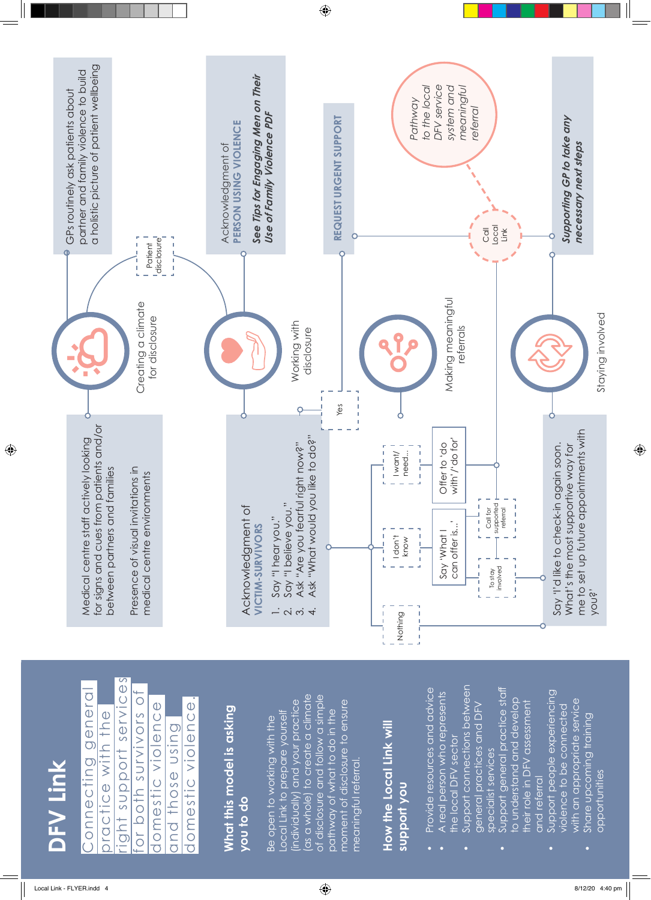# DFV Link

Connecting general practice with the right support services for both survivors of domestic violence and those using domestic violence.

## What this model is asking you to do

Be open to working with the Local Link to prepare yourself (individually) and your practice (as a whole) to create a climate of disclosure and follow a simple pathway of what to do in the moment of disclosure to ensure meaningful referral.

## How the Local Link will support you

- Provide resources and advice
- A real person who represents the local DFV sector
- Support connections between general practices and DFV specialist services
- Support general practice staff to understand and develop their role in DFV assessment and referral
- Support people experiencing violence to be connected with an appropriate service
- Share upcoming training opportunities

---

## Creating a climate for disclosure

Medical centre staff actively looking for signs and cues from patients and/or between partners and families

Presence of visual invitations in medical centre environments

GPs routinely ask patients about partner and family violence to build a holistic picture of patient wellbeing

Patient disclosure

## Working with disclosure

Acknowledgment of **VICTIM-SURVIVORS**

1. Say "I hear you."
2. Say "I believe you."
3. Ask "Are you fearful right now?"
4. Ask "What would you like to do?"

Acknowledgment of **PERSON USING VIOLENCE**

***See Tips for Engaging Men on Their Use of Family Violence PDF***

Yes → **REQUEST URGENT SUPPORT**

## Making meaningful referrals

Nothing

I don't know → Say 'What I can offer is...'

I want/need... → Offer to 'do with'/'do for'

To stay involved

Call for supported referral

Call Local Link

Pathway to the local DFV service system and meaningful referral

## Staying involved

Say "I'd like to check-in again soon. What's the most supportive way for me to set up future appointments with you?"

***Supporting GP to take any necessary next steps***